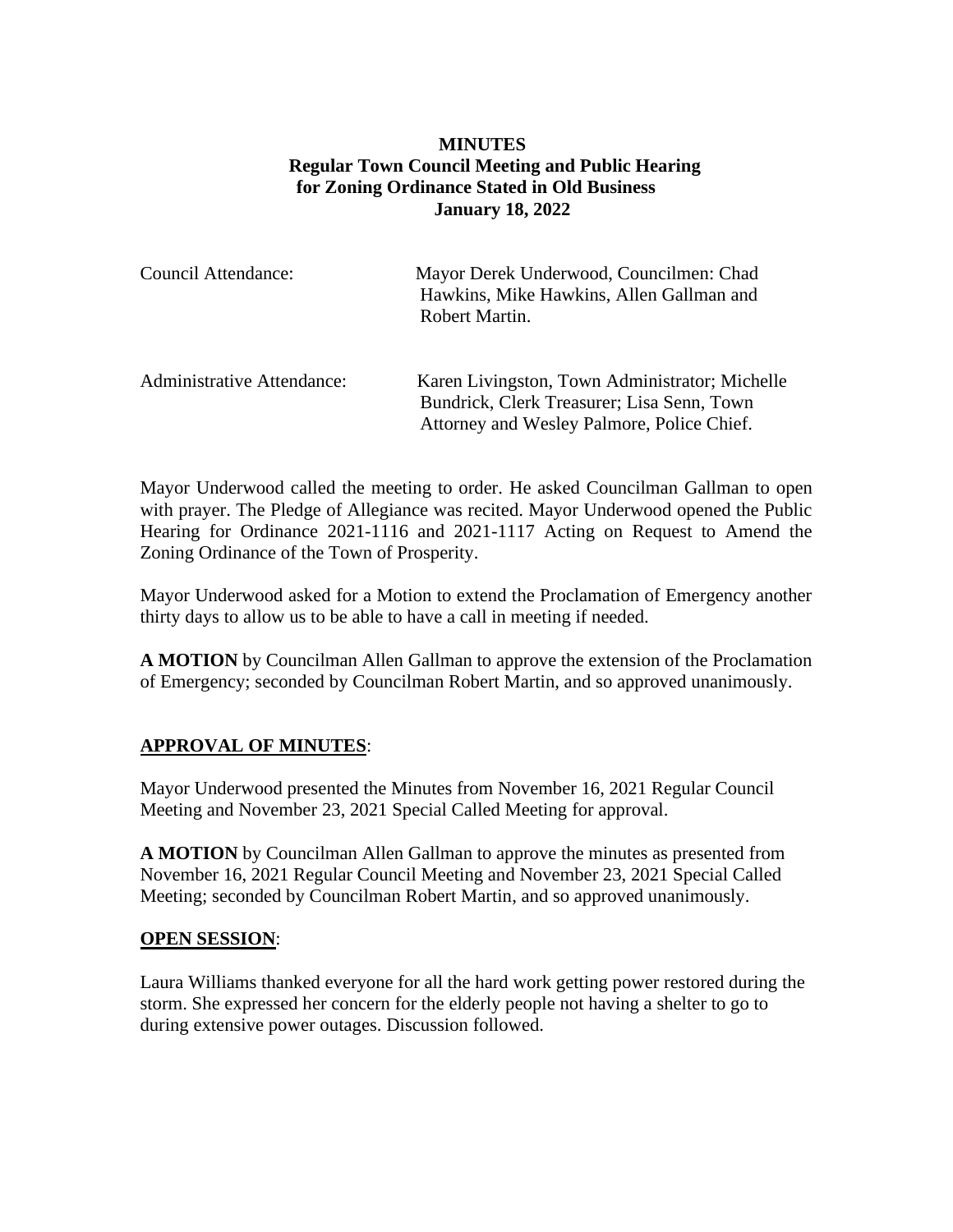**MINUTES**
**Regular Town Council Meeting and Public Hearing for Zoning Ordinance Stated in Old Business**
**January 18, 2022**

| | |
|---|---|
| Council Attendance: | Mayor Derek Underwood, Councilmen: Chad Hawkins, Mike Hawkins, Allen Gallman and Robert Martin. |
| Administrative Attendance: | Karen Livingston, Town Administrator; Michelle Bundrick, Clerk Treasurer; Lisa Senn, Town Attorney and Wesley Palmore, Police Chief. |

Mayor Underwood called the meeting to order. He asked Councilman Gallman to open with prayer. The Pledge of Allegiance was recited. Mayor Underwood opened the Public Hearing for Ordinance 2021-1116 and 2021-1117 Acting on Request to Amend the Zoning Ordinance of the Town of Prosperity.

Mayor Underwood asked for a Motion to extend the Proclamation of Emergency another thirty days to allow us to be able to have a call in meeting if needed.

**A MOTION** by Councilman Allen Gallman to approve the extension of the Proclamation of Emergency; seconded by Councilman Robert Martin, and so approved unanimously.

**APPROVAL OF MINUTES**:

Mayor Underwood presented the Minutes from November 16, 2021 Regular Council Meeting and November 23, 2021 Special Called Meeting for approval.

**A MOTION** by Councilman Allen Gallman to approve the minutes as presented from November 16, 2021 Regular Council Meeting and November 23, 2021 Special Called Meeting; seconded by Councilman Robert Martin, and so approved unanimously.

**OPEN SESSION**:

Laura Williams thanked everyone for all the hard work getting power restored during the storm. She expressed her concern for the elderly people not having a shelter to go to during extensive power outages. Discussion followed.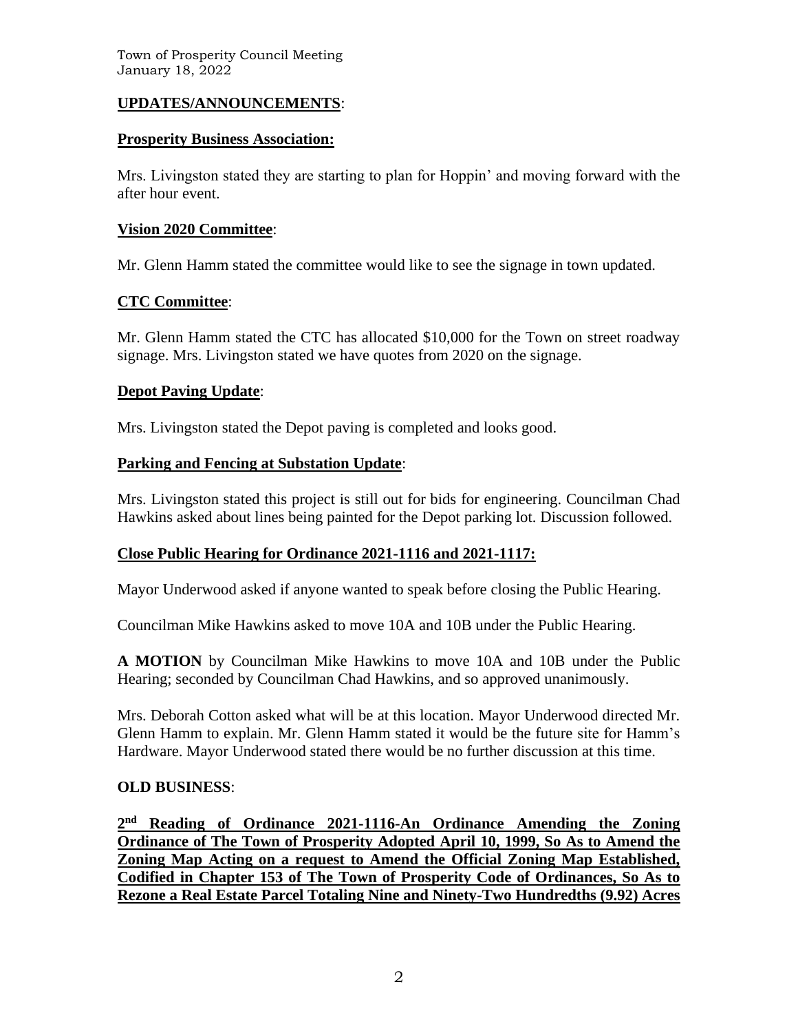## UPDATES/ANNOUNCEMENTS:

### Prosperity Business Association:

Mrs. Livingston stated they are starting to plan for Hoppin' and moving forward with the after hour event.

### Vision 2020 Committee:

Mr. Glenn Hamm stated the committee would like to see the signage in town updated.

### CTC Committee:

Mr. Glenn Hamm stated the CTC has allocated $10,000 for the Town on street roadway signage. Mrs. Livingston stated we have quotes from 2020 on the signage.

### Depot Paving Update:

Mrs. Livingston stated the Depot paving is completed and looks good.

### Parking and Fencing at Substation Update:

Mrs. Livingston stated this project is still out for bids for engineering. Councilman Chad Hawkins asked about lines being painted for the Depot parking lot. Discussion followed.

### Close Public Hearing for Ordinance 2021-1116 and 2021-1117:

Mayor Underwood asked if anyone wanted to speak before closing the Public Hearing.

Councilman Mike Hawkins asked to move 10A and 10B under the Public Hearing.

**A MOTION** by Councilman Mike Hawkins to move 10A and 10B under the Public Hearing; seconded by Councilman Chad Hawkins, and so approved unanimously.

Mrs. Deborah Cotton asked what will be at this location. Mayor Underwood directed Mr. Glenn Hamm to explain. Mr. Glenn Hamm stated it would be the future site for Hamm's Hardware. Mayor Underwood stated there would be no further discussion at this time.

## OLD BUSINESS:

**2nd Reading of Ordinance 2021-1116-An Ordinance Amending the Zoning Ordinance of The Town of Prosperity Adopted April 10, 1999, So As to Amend the Zoning Map Acting on a request to Amend the Official Zoning Map Established, Codified in Chapter 153 of The Town of Prosperity Code of Ordinances, So As to Rezone a Real Estate Parcel Totaling Nine and Ninety-Two Hundredths (9.92) Acres**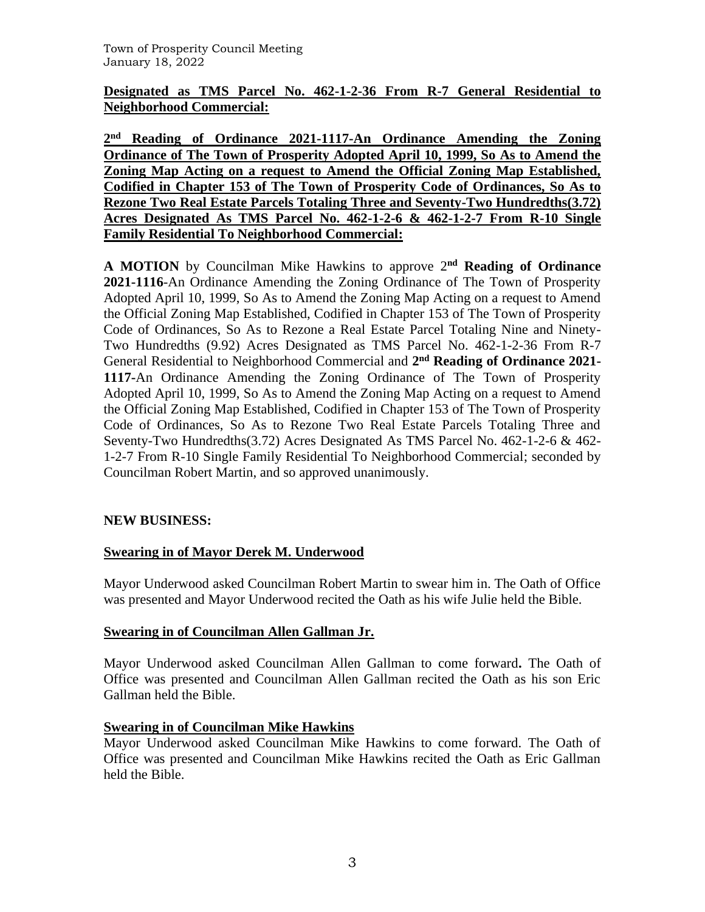**Designated as TMS Parcel No. 462-1-2-36 From R-7 General Residential to Neighborhood Commercial:**

**2nd Reading of Ordinance 2021-1117-An Ordinance Amending the Zoning Ordinance of The Town of Prosperity Adopted April 10, 1999, So As to Amend the Zoning Map Acting on a request to Amend the Official Zoning Map Established, Codified in Chapter 153 of The Town of Prosperity Code of Ordinances, So As to Rezone Two Real Estate Parcels Totaling Three and Seventy-Two Hundredths(3.72) Acres Designated As TMS Parcel No. 462-1-2-6 & 462-1-2-7 From R-10 Single Family Residential To Neighborhood Commercial:**

**A MOTION** by Councilman Mike Hawkins to approve 2**nd Reading of Ordinance 2021-1116**-An Ordinance Amending the Zoning Ordinance of The Town of Prosperity Adopted April 10, 1999, So As to Amend the Zoning Map Acting on a request to Amend the Official Zoning Map Established, Codified in Chapter 153 of The Town of Prosperity Code of Ordinances, So As to Rezone a Real Estate Parcel Totaling Nine and Ninety-Two Hundredths (9.92) Acres Designated as TMS Parcel No. 462-1-2-36 From R-7 General Residential to Neighborhood Commercial and **2nd Reading of Ordinance 2021-1117**-An Ordinance Amending the Zoning Ordinance of The Town of Prosperity Adopted April 10, 1999, So As to Amend the Zoning Map Acting on a request to Amend the Official Zoning Map Established, Codified in Chapter 153 of The Town of Prosperity Code of Ordinances, So As to Rezone Two Real Estate Parcels Totaling Three and Seventy-Two Hundredths(3.72) Acres Designated As TMS Parcel No. 462-1-2-6 & 462-1-2-7 From R-10 Single Family Residential To Neighborhood Commercial; seconded by Councilman Robert Martin, and so approved unanimously.

**NEW BUSINESS:**

**Swearing in of Mayor Derek M. Underwood**

Mayor Underwood asked Councilman Robert Martin to swear him in. The Oath of Office was presented and Mayor Underwood recited the Oath as his wife Julie held the Bible.

**Swearing in of Councilman Allen Gallman Jr.**

Mayor Underwood asked Councilman Allen Gallman to come forward**.** The Oath of Office was presented and Councilman Allen Gallman recited the Oath as his son Eric Gallman held the Bible.

**Swearing in of Councilman Mike Hawkins**

Mayor Underwood asked Councilman Mike Hawkins to come forward. The Oath of Office was presented and Councilman Mike Hawkins recited the Oath as Eric Gallman held the Bible.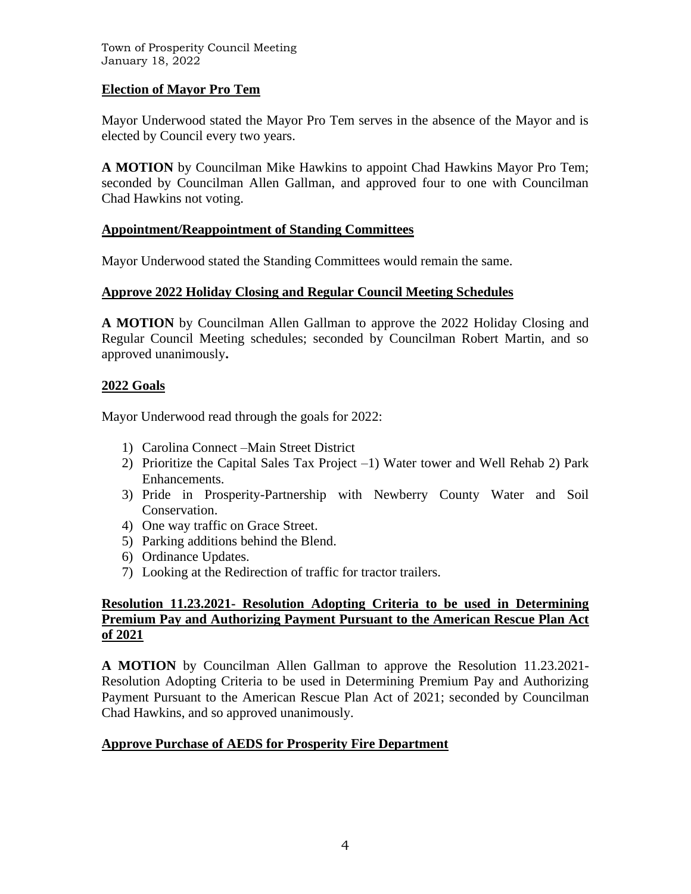## Election of Mayor Pro Tem

Mayor Underwood stated the Mayor Pro Tem serves in the absence of the Mayor and is elected by Council every two years.

**A MOTION** by Councilman Mike Hawkins to appoint Chad Hawkins Mayor Pro Tem; seconded by Councilman Allen Gallman, and approved four to one with Councilman Chad Hawkins not voting.

## Appointment/Reappointment of Standing Committees

Mayor Underwood stated the Standing Committees would remain the same.

## Approve 2022 Holiday Closing and Regular Council Meeting Schedules

**A MOTION** by Councilman Allen Gallman to approve the 2022 Holiday Closing and Regular Council Meeting schedules; seconded by Councilman Robert Martin, and so approved unanimously**.**

## 2022 Goals

Mayor Underwood read through the goals for 2022:

1) Carolina Connect –Main Street District
2) Prioritize the Capital Sales Tax Project –1) Water tower and Well Rehab 2) Park Enhancements.
3) Pride in Prosperity-Partnership with Newberry County Water and Soil Conservation.
4) One way traffic on Grace Street.
5) Parking additions behind the Blend.
6) Ordinance Updates.
7) Looking at the Redirection of traffic for tractor trailers.

## Resolution 11.23.2021- Resolution Adopting Criteria to be used in Determining Premium Pay and Authorizing Payment Pursuant to the American Rescue Plan Act of 2021

**A MOTION** by Councilman Allen Gallman to approve the Resolution 11.23.2021- Resolution Adopting Criteria to be used in Determining Premium Pay and Authorizing Payment Pursuant to the American Rescue Plan Act of 2021; seconded by Councilman Chad Hawkins, and so approved unanimously.

## Approve Purchase of AEDS for Prosperity Fire Department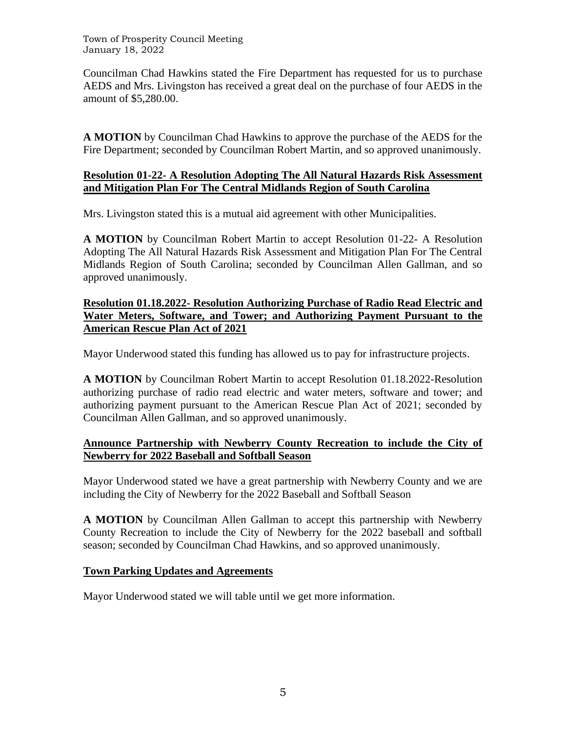Councilman Chad Hawkins stated the Fire Department has requested for us to purchase AEDS and Mrs. Livingston has received a great deal on the purchase of four AEDS in the amount of $5,280.00.

**A MOTION** by Councilman Chad Hawkins to approve the purchase of the AEDS for the Fire Department; seconded by Councilman Robert Martin, and so approved unanimously.

**Resolution 01-22- A Resolution Adopting The All Natural Hazards Risk Assessment and Mitigation Plan For The Central Midlands Region of South Carolina**

Mrs. Livingston stated this is a mutual aid agreement with other Municipalities.

**A MOTION** by Councilman Robert Martin to accept Resolution 01-22- A Resolution Adopting The All Natural Hazards Risk Assessment and Mitigation Plan For The Central Midlands Region of South Carolina; seconded by Councilman Allen Gallman, and so approved unanimously.

**Resolution 01.18.2022- Resolution Authorizing Purchase of Radio Read Electric and Water Meters, Software, and Tower; and Authorizing Payment Pursuant to the American Rescue Plan Act of 2021**

Mayor Underwood stated this funding has allowed us to pay for infrastructure projects.

**A MOTION** by Councilman Robert Martin to accept Resolution 01.18.2022-Resolution authorizing purchase of radio read electric and water meters, software and tower; and authorizing payment pursuant to the American Rescue Plan Act of 2021; seconded by Councilman Allen Gallman, and so approved unanimously.

**Announce Partnership with Newberry County Recreation to include the City of Newberry for 2022 Baseball and Softball Season**

Mayor Underwood stated we have a great partnership with Newberry County and we are including the City of Newberry for the 2022 Baseball and Softball Season

**A MOTION** by Councilman Allen Gallman to accept this partnership with Newberry County Recreation to include the City of Newberry for the 2022 baseball and softball season; seconded by Councilman Chad Hawkins, and so approved unanimously.

**Town Parking Updates and Agreements**

Mayor Underwood stated we will table until we get more information.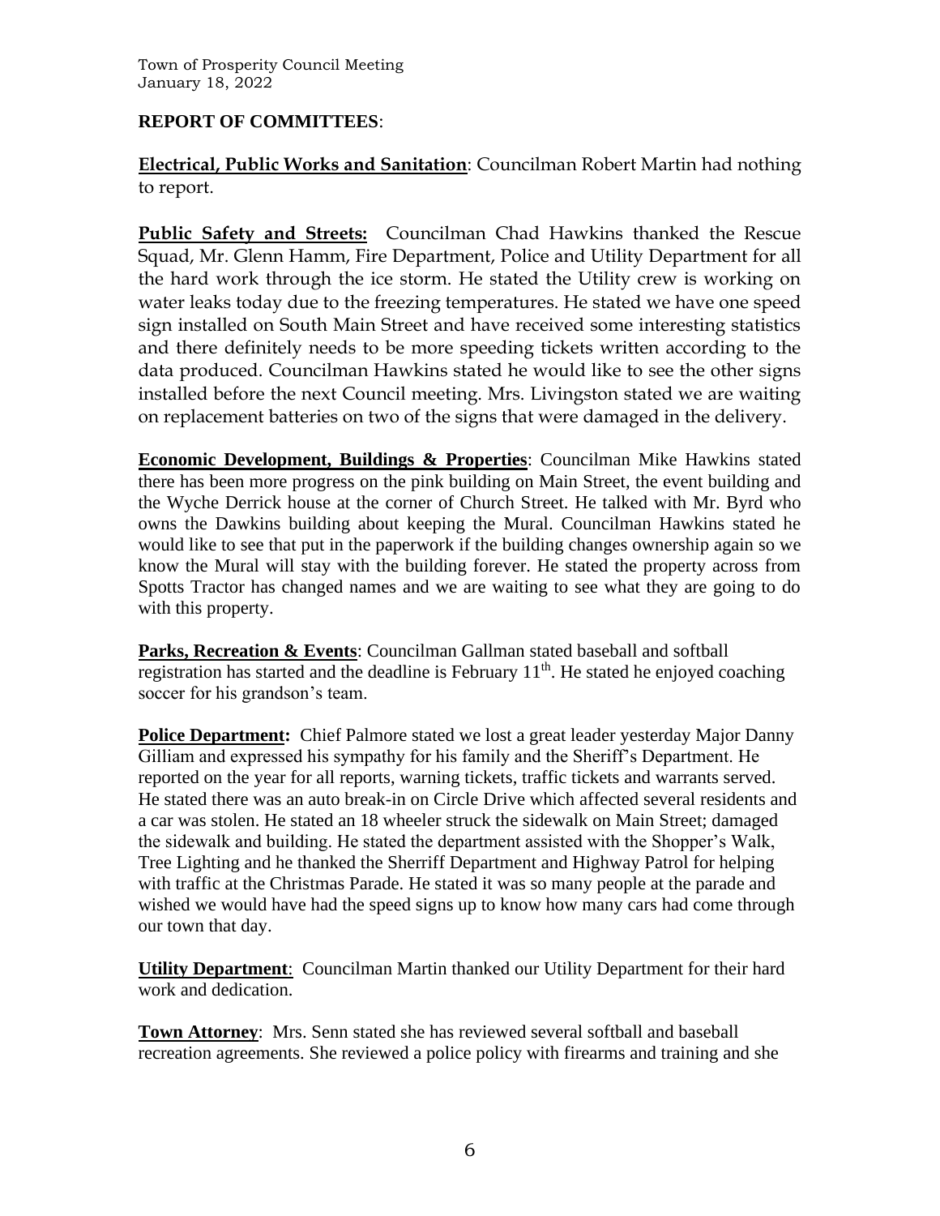**REPORT OF COMMITTEES**:

**Electrical, Public Works and Sanitation**: Councilman Robert Martin had nothing to report.

**Public Safety and Streets:** Councilman Chad Hawkins thanked the Rescue Squad, Mr. Glenn Hamm, Fire Department, Police and Utility Department for all the hard work through the ice storm. He stated the Utility crew is working on water leaks today due to the freezing temperatures. He stated we have one speed sign installed on South Main Street and have received some interesting statistics and there definitely needs to be more speeding tickets written according to the data produced. Councilman Hawkins stated he would like to see the other signs installed before the next Council meeting. Mrs. Livingston stated we are waiting on replacement batteries on two of the signs that were damaged in the delivery.

**Economic Development, Buildings & Properties**: Councilman Mike Hawkins stated there has been more progress on the pink building on Main Street, the event building and the Wyche Derrick house at the corner of Church Street. He talked with Mr. Byrd who owns the Dawkins building about keeping the Mural. Councilman Hawkins stated he would like to see that put in the paperwork if the building changes ownership again so we know the Mural will stay with the building forever. He stated the property across from Spotts Tractor has changed names and we are waiting to see what they are going to do with this property.

**Parks, Recreation & Events**: Councilman Gallman stated baseball and softball registration has started and the deadline is February 11th. He stated he enjoyed coaching soccer for his grandson's team.

**Police Department:** Chief Palmore stated we lost a great leader yesterday Major Danny Gilliam and expressed his sympathy for his family and the Sheriff's Department. He reported on the year for all reports, warning tickets, traffic tickets and warrants served. He stated there was an auto break-in on Circle Drive which affected several residents and a car was stolen. He stated an 18 wheeler struck the sidewalk on Main Street; damaged the sidewalk and building. He stated the department assisted with the Shopper's Walk, Tree Lighting and he thanked the Sherriff Department and Highway Patrol for helping with traffic at the Christmas Parade. He stated it was so many people at the parade and wished we would have had the speed signs up to know how many cars had come through our town that day.

**Utility Department**: Councilman Martin thanked our Utility Department for their hard work and dedication.

**Town Attorney**: Mrs. Senn stated she has reviewed several softball and baseball recreation agreements. She reviewed a police policy with firearms and training and she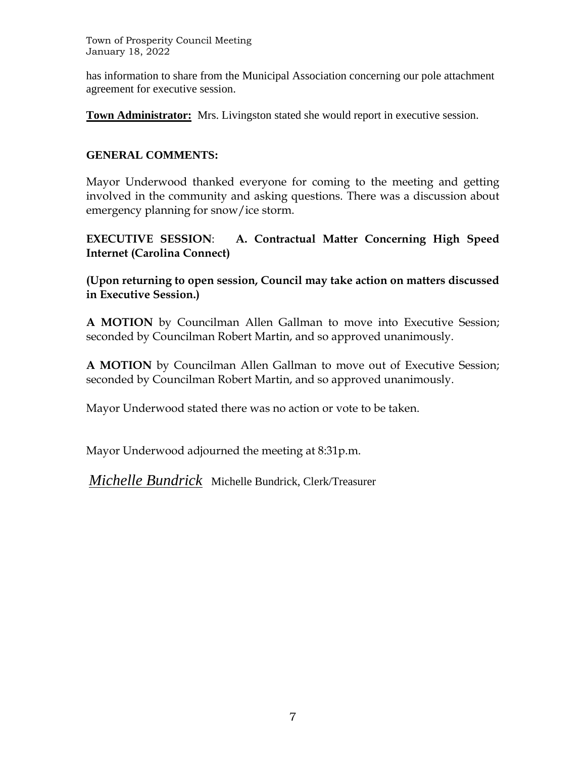has information to share from the Municipal Association concerning our pole attachment agreement for executive session.

**Town Administrator:** Mrs. Livingston stated she would report in executive session.

**GENERAL COMMENTS:**

Mayor Underwood thanked everyone for coming to the meeting and getting involved in the community and asking questions. There was a discussion about emergency planning for snow/ice storm.

**EXECUTIVE SESSION**: **A. Contractual Matter Concerning High Speed Internet (Carolina Connect)**

**(Upon returning to open session, Council may take action on matters discussed in Executive Session.)**

**A MOTION** by Councilman Allen Gallman to move into Executive Session; seconded by Councilman Robert Martin, and so approved unanimously.

**A MOTION** by Councilman Allen Gallman to move out of Executive Session; seconded by Councilman Robert Martin, and so approved unanimously.

Mayor Underwood stated there was no action or vote to be taken.

Mayor Underwood adjourned the meeting at 8:31p.m.

*Michelle Bundrick* Michelle Bundrick, Clerk/Treasurer